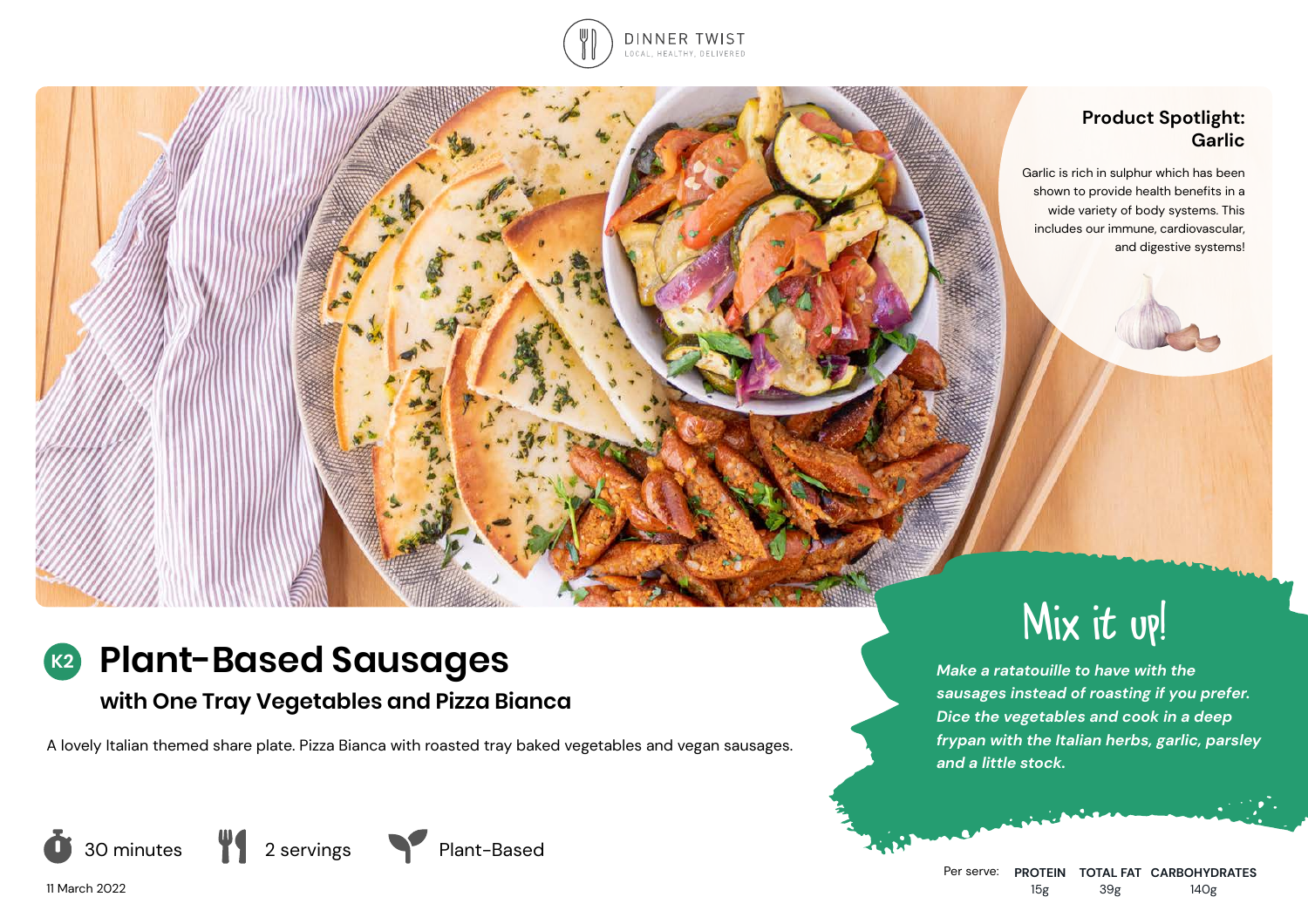DINNER TWIST
LOCAL, HEALTHY, DELIVERED

## Product Spotlight: Garlic

Garlic is rich in sulphur which has been shown to provide health benefits in a wide variety of body systems. This includes our immune, cardiovascular, and digestive systems!

# K2 Plant-Based Sausages

## with One Tray Vegetables and Pizza Bianca

A lovely Italian themed share plate. Pizza Bianca with roasted tray baked vegetables and vegan sausages.

## Mix it up!

***Make a ratatouille to have with the sausages instead of roasting if you prefer. Dice the vegetables and cook in a deep frypan with the Italian herbs, garlic, parsley and a little stock.***

30 minutes | 2 servings | Plant-Based

11 March 2022

| Per serve: | PROTEIN | TOTAL FAT | CARBOHYDRATES |
|---|---|---|---|
| | 15g | 39g | 140g |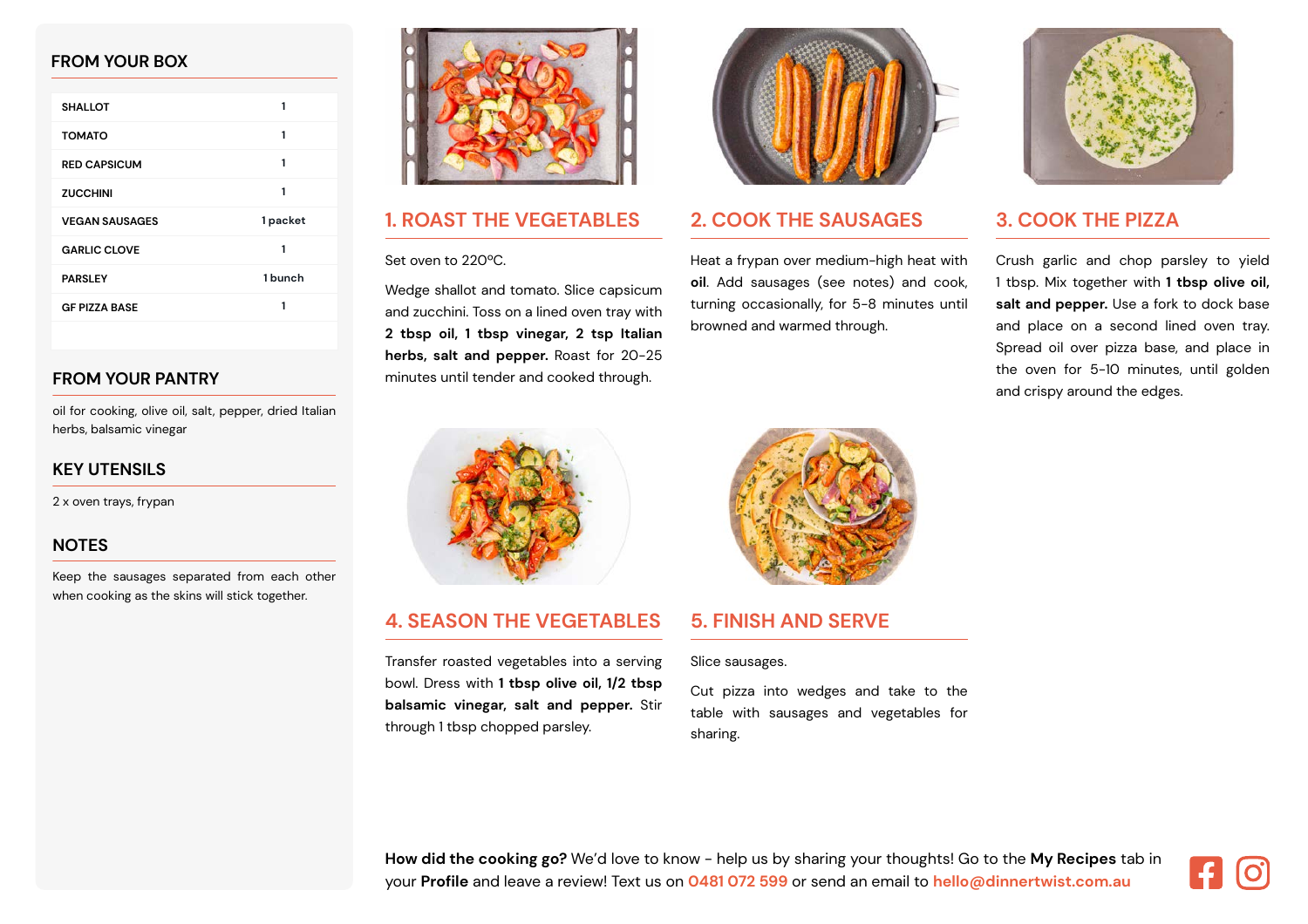## FROM YOUR BOX

| | |
|---|---|
| SHALLOT | 1 |
| TOMATO | 1 |
| RED CAPSICUM | 1 |
| ZUCCHINI | 1 |
| VEGAN SAUSAGES | 1 packet |
| GARLIC CLOVE | 1 |
| PARSLEY | 1 bunch |
| GF PIZZA BASE | 1 |

## FROM YOUR PANTRY

oil for cooking, olive oil, salt, pepper, dried Italian herbs, balsamic vinegar

## KEY UTENSILS

2 x oven trays, frypan

## NOTES

Keep the sausages separated from each other when cooking as the skins will stick together.

## 1. ROAST THE VEGETABLES

Set oven to 220°C.

Wedge shallot and tomato. Slice capsicum and zucchini. Toss on a lined oven tray with **2 tbsp oil, 1 tbsp vinegar, 2 tsp Italian herbs, salt and pepper.** Roast for 20-25 minutes until tender and cooked through.

## 2. COOK THE SAUSAGES

Heat a frypan over medium-high heat with **oil**. Add sausages (see notes) and cook, turning occasionally, for 5-8 minutes until browned and warmed through.

## 3. COOK THE PIZZA

Crush garlic and chop parsley to yield 1 tbsp. Mix together with **1 tbsp olive oil, salt and pepper.** Use a fork to dock base and place on a second lined oven tray. Spread oil over pizza base, and place in the oven for 5-10 minutes, until golden and crispy around the edges.

## 4. SEASON THE VEGETABLES

Transfer roasted vegetables into a serving bowl. Dress with **1 tbsp olive oil, 1/2 tbsp balsamic vinegar, salt and pepper.** Stir through 1 tbsp chopped parsley.

## 5. FINISH AND SERVE

Slice sausages.

Cut pizza into wedges and take to the table with sausages and vegetables for sharing.

**How did the cooking go?** We'd love to know - help us by sharing your thoughts! Go to the **My Recipes** tab in your **Profile** and leave a review! Text us on 0481 072 599 or send an email to hello@dinnertwist.com.au